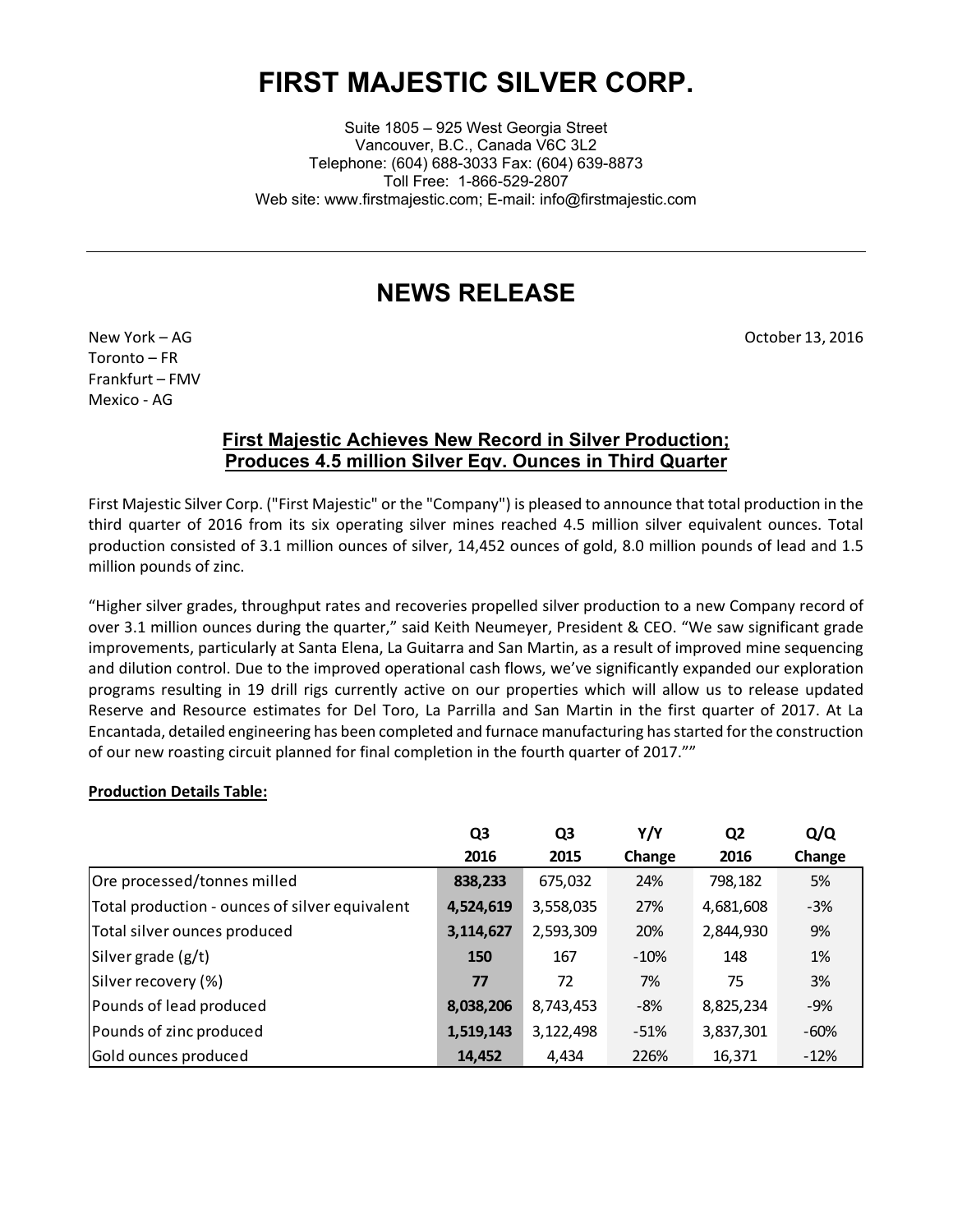# FIRST MAJESTIC SILVER CORP.

Suite 1805 – 925 West Georgia Street
Vancouver, B.C., Canada V6C 3L2
Telephone: (604) 688-3033 Fax: (604) 639-8873
Toll Free: 1-866-529-2807
Web site: www.firstmajestic.com; E-mail: info@firstmajestic.com

---

## NEWS RELEASE

New York – AG
Toronto – FR
Frankfurt – FMV
Mexico - AG

October 13, 2016

### First Majestic Achieves New Record in Silver Production; Produces 4.5 million Silver Eqv. Ounces in Third Quarter

First Majestic Silver Corp. ("First Majestic" or the "Company") is pleased to announce that total production in the third quarter of 2016 from its six operating silver mines reached 4.5 million silver equivalent ounces. Total production consisted of 3.1 million ounces of silver, 14,452 ounces of gold, 8.0 million pounds of lead and 1.5 million pounds of zinc.

"Higher silver grades, throughput rates and recoveries propelled silver production to a new Company record of over 3.1 million ounces during the quarter," said Keith Neumeyer, President & CEO. "We saw significant grade improvements, particularly at Santa Elena, La Guitarra and San Martin, as a result of improved mine sequencing and dilution control. Due to the improved operational cash flows, we've significantly expanded our exploration programs resulting in 19 drill rigs currently active on our properties which will allow us to release updated Reserve and Resource estimates for Del Toro, La Parrilla and San Martin in the first quarter of 2017. At La Encantada, detailed engineering has been completed and furnace manufacturing has started for the construction of our new roasting circuit planned for final completion in the fourth quarter of 2017.""

**Production Details Table:**

| | Q3 2016 | Q3 2015 | Y/Y Change | Q2 2016 | Q/Q Change |
|---|---|---|---|---|---|
| Ore processed/tonnes milled | **838,233** | 675,032 | 24% | 798,182 | 5% |
| Total production - ounces of silver equivalent | **4,524,619** | 3,558,035 | 27% | 4,681,608 | -3% |
| Total silver ounces produced | **3,114,627** | 2,593,309 | 20% | 2,844,930 | 9% |
| Silver grade (g/t) | **150** | 167 | -10% | 148 | 1% |
| Silver recovery (%) | **77** | 72 | 7% | 75 | 3% |
| Pounds of lead produced | **8,038,206** | 8,743,453 | -8% | 8,825,234 | -9% |
| Pounds of zinc produced | **1,519,143** | 3,122,498 | -51% | 3,837,301 | -60% |
| Gold ounces produced | **14,452** | 4,434 | 226% | 16,371 | -12% |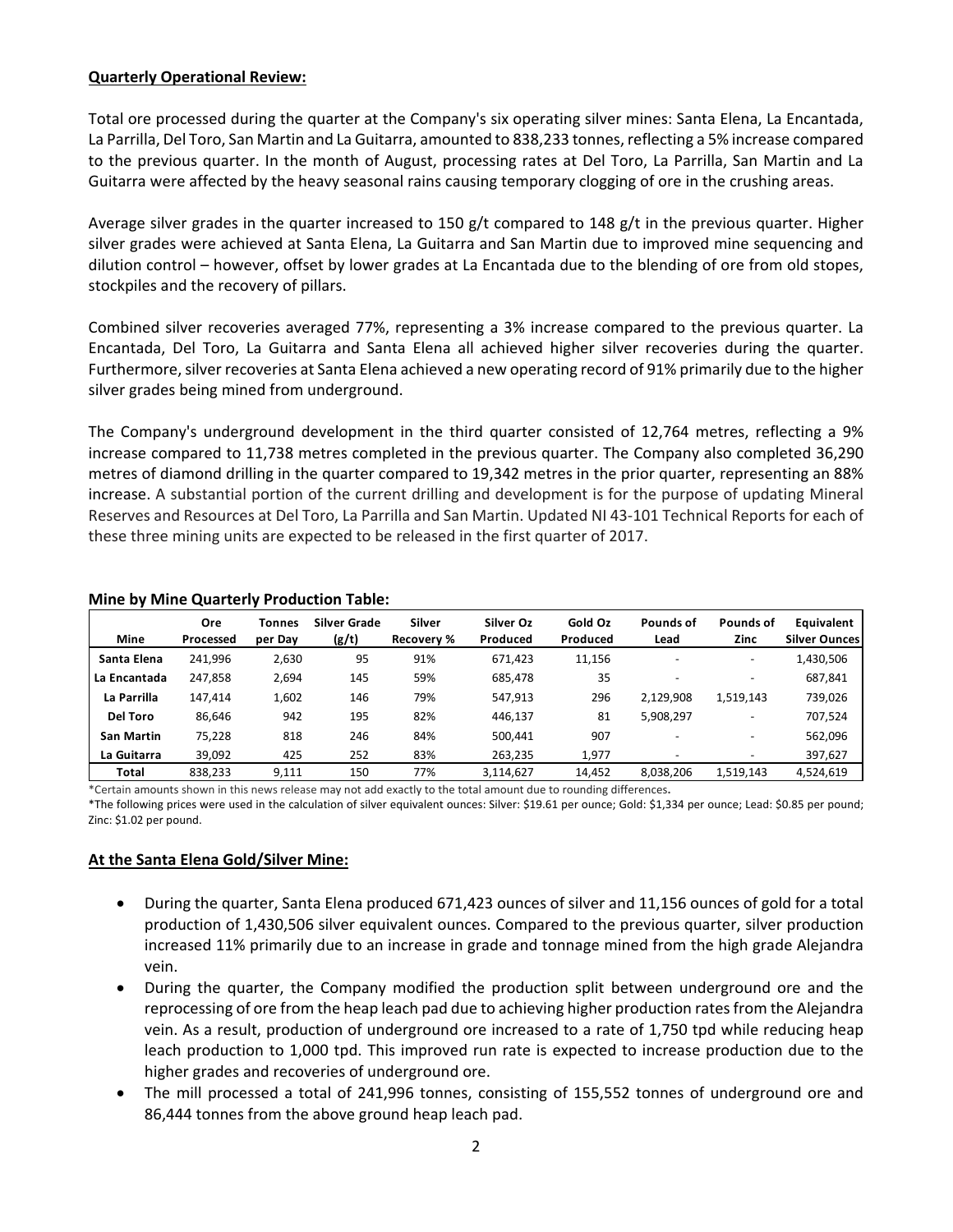## Quarterly Operational Review:

Total ore processed during the quarter at the Company's six operating silver mines: Santa Elena, La Encantada, La Parrilla, Del Toro, San Martin and La Guitarra, amounted to 838,233 tonnes, reflecting a 5% increase compared to the previous quarter. In the month of August, processing rates at Del Toro, La Parrilla, San Martin and La Guitarra were affected by the heavy seasonal rains causing temporary clogging of ore in the crushing areas.

Average silver grades in the quarter increased to 150 g/t compared to 148 g/t in the previous quarter. Higher silver grades were achieved at Santa Elena, La Guitarra and San Martin due to improved mine sequencing and dilution control – however, offset by lower grades at La Encantada due to the blending of ore from old stopes, stockpiles and the recovery of pillars.

Combined silver recoveries averaged 77%, representing a 3% increase compared to the previous quarter. La Encantada, Del Toro, La Guitarra and Santa Elena all achieved higher silver recoveries during the quarter. Furthermore, silver recoveries at Santa Elena achieved a new operating record of 91% primarily due to the higher silver grades being mined from underground.

The Company's underground development in the third quarter consisted of 12,764 metres, reflecting a 9% increase compared to 11,738 metres completed in the previous quarter. The Company also completed 36,290 metres of diamond drilling in the quarter compared to 19,342 metres in the prior quarter, representing an 88% increase. A substantial portion of the current drilling and development is for the purpose of updating Mineral Reserves and Resources at Del Toro, La Parrilla and San Martin. Updated NI 43-101 Technical Reports for each of these three mining units are expected to be released in the first quarter of 2017.

**Mine by Mine Quarterly Production Table:**

| Mine | Ore Processed | Tonnes per Day | Silver Grade (g/t) | Silver Recovery % | Silver Oz Produced | Gold Oz Produced | Pounds of Lead | Pounds of Zinc | Equivalent Silver Ounces |
|---|---|---|---|---|---|---|---|---|---|
| Santa Elena | 241,996 | 2,630 | 95 | 91% | 671,423 | 11,156 | - | - | 1,430,506 |
| La Encantada | 247,858 | 2,694 | 145 | 59% | 685,478 | 35 | - | - | 687,841 |
| La Parrilla | 147,414 | 1,602 | 146 | 79% | 547,913 | 296 | 2,129,908 | 1,519,143 | 739,026 |
| Del Toro | 86,646 | 942 | 195 | 82% | 446,137 | 81 | 5,908,297 | - | 707,524 |
| San Martin | 75,228 | 818 | 246 | 84% | 500,441 | 907 | - | - | 562,096 |
| La Guitarra | 39,092 | 425 | 252 | 83% | 263,235 | 1,977 | - | - | 397,627 |
| Total | 838,233 | 9,111 | 150 | 77% | 3,114,627 | 14,452 | 8,038,206 | 1,519,143 | 4,524,619 |

*Certain amounts shown in this news release may not add exactly to the total amount due to rounding differences.

*The following prices were used in the calculation of silver equivalent ounces: Silver: $19.61 per ounce; Gold: $1,334 per ounce; Lead: $0.85 per pound; Zinc: $1.02 per pound.

## At the Santa Elena Gold/Silver Mine:

- During the quarter, Santa Elena produced 671,423 ounces of silver and 11,156 ounces of gold for a total production of 1,430,506 silver equivalent ounces. Compared to the previous quarter, silver production increased 11% primarily due to an increase in grade and tonnage mined from the high grade Alejandra vein.
- During the quarter, the Company modified the production split between underground ore and the reprocessing of ore from the heap leach pad due to achieving higher production rates from the Alejandra vein. As a result, production of underground ore increased to a rate of 1,750 tpd while reducing heap leach production to 1,000 tpd. This improved run rate is expected to increase production due to the higher grades and recoveries of underground ore.
- The mill processed a total of 241,996 tonnes, consisting of 155,552 tonnes of underground ore and 86,444 tonnes from the above ground heap leach pad.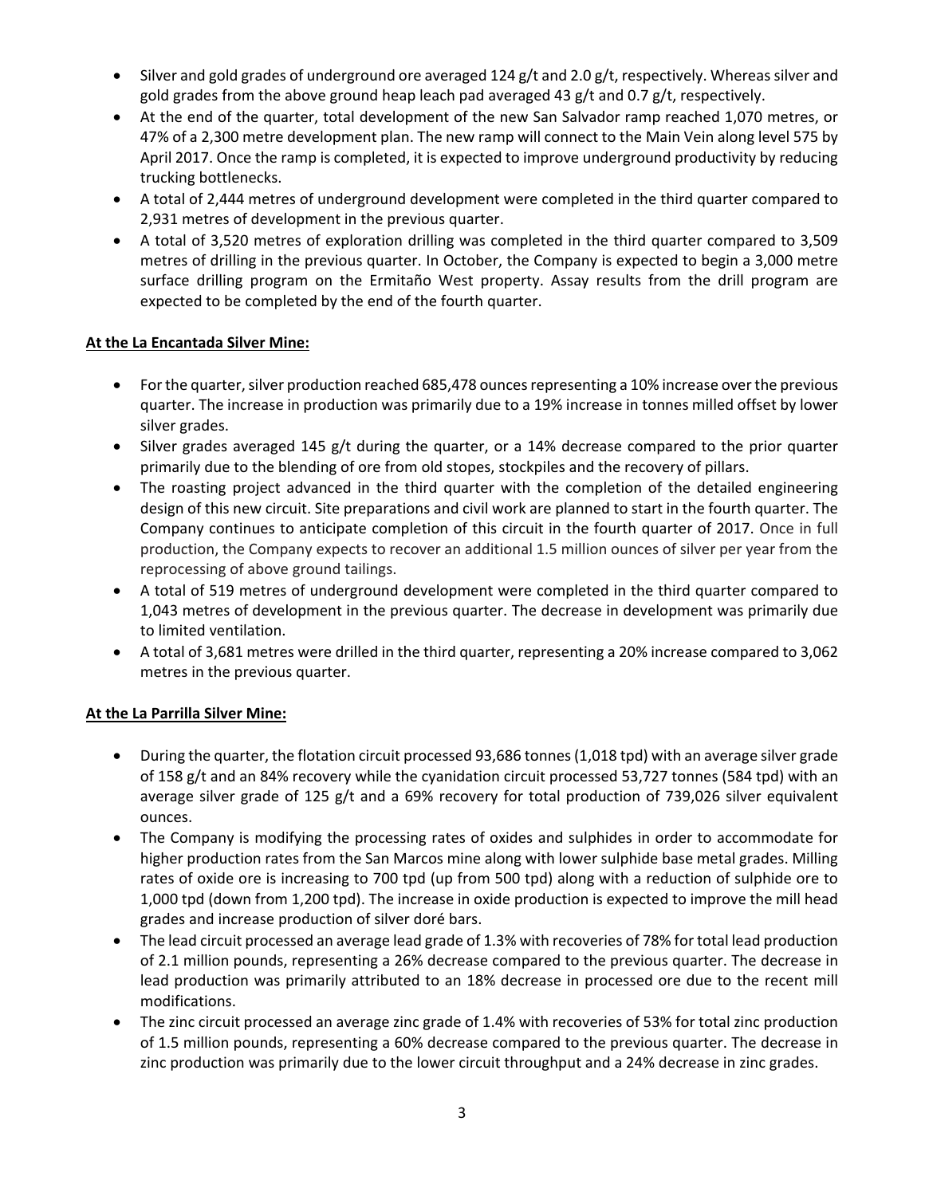- Silver and gold grades of underground ore averaged 124 g/t and 2.0 g/t, respectively. Whereas silver and gold grades from the above ground heap leach pad averaged 43 g/t and 0.7 g/t, respectively.
- At the end of the quarter, total development of the new San Salvador ramp reached 1,070 metres, or 47% of a 2,300 metre development plan. The new ramp will connect to the Main Vein along level 575 by April 2017. Once the ramp is completed, it is expected to improve underground productivity by reducing trucking bottlenecks.
- A total of 2,444 metres of underground development were completed in the third quarter compared to 2,931 metres of development in the previous quarter.
- A total of 3,520 metres of exploration drilling was completed in the third quarter compared to 3,509 metres of drilling in the previous quarter. In October, the Company is expected to begin a 3,000 metre surface drilling program on the Ermitaño West property. Assay results from the drill program are expected to be completed by the end of the fourth quarter.

**At the La Encantada Silver Mine:**

- For the quarter, silver production reached 685,478 ounces representing a 10% increase over the previous quarter. The increase in production was primarily due to a 19% increase in tonnes milled offset by lower silver grades.
- Silver grades averaged 145 g/t during the quarter, or a 14% decrease compared to the prior quarter primarily due to the blending of ore from old stopes, stockpiles and the recovery of pillars.
- The roasting project advanced in the third quarter with the completion of the detailed engineering design of this new circuit. Site preparations and civil work are planned to start in the fourth quarter. The Company continues to anticipate completion of this circuit in the fourth quarter of 2017. Once in full production, the Company expects to recover an additional 1.5 million ounces of silver per year from the reprocessing of above ground tailings.
- A total of 519 metres of underground development were completed in the third quarter compared to 1,043 metres of development in the previous quarter. The decrease in development was primarily due to limited ventilation.
- A total of 3,681 metres were drilled in the third quarter, representing a 20% increase compared to 3,062 metres in the previous quarter.

**At the La Parrilla Silver Mine:**

- During the quarter, the flotation circuit processed 93,686 tonnes (1,018 tpd) with an average silver grade of 158 g/t and an 84% recovery while the cyanidation circuit processed 53,727 tonnes (584 tpd) with an average silver grade of 125 g/t and a 69% recovery for total production of 739,026 silver equivalent ounces.
- The Company is modifying the processing rates of oxides and sulphides in order to accommodate for higher production rates from the San Marcos mine along with lower sulphide base metal grades. Milling rates of oxide ore is increasing to 700 tpd (up from 500 tpd) along with a reduction of sulphide ore to 1,000 tpd (down from 1,200 tpd). The increase in oxide production is expected to improve the mill head grades and increase production of silver doré bars.
- The lead circuit processed an average lead grade of 1.3% with recoveries of 78% for total lead production of 2.1 million pounds, representing a 26% decrease compared to the previous quarter. The decrease in lead production was primarily attributed to an 18% decrease in processed ore due to the recent mill modifications.
- The zinc circuit processed an average zinc grade of 1.4% with recoveries of 53% for total zinc production of 1.5 million pounds, representing a 60% decrease compared to the previous quarter. The decrease in zinc production was primarily due to the lower circuit throughput and a 24% decrease in zinc grades.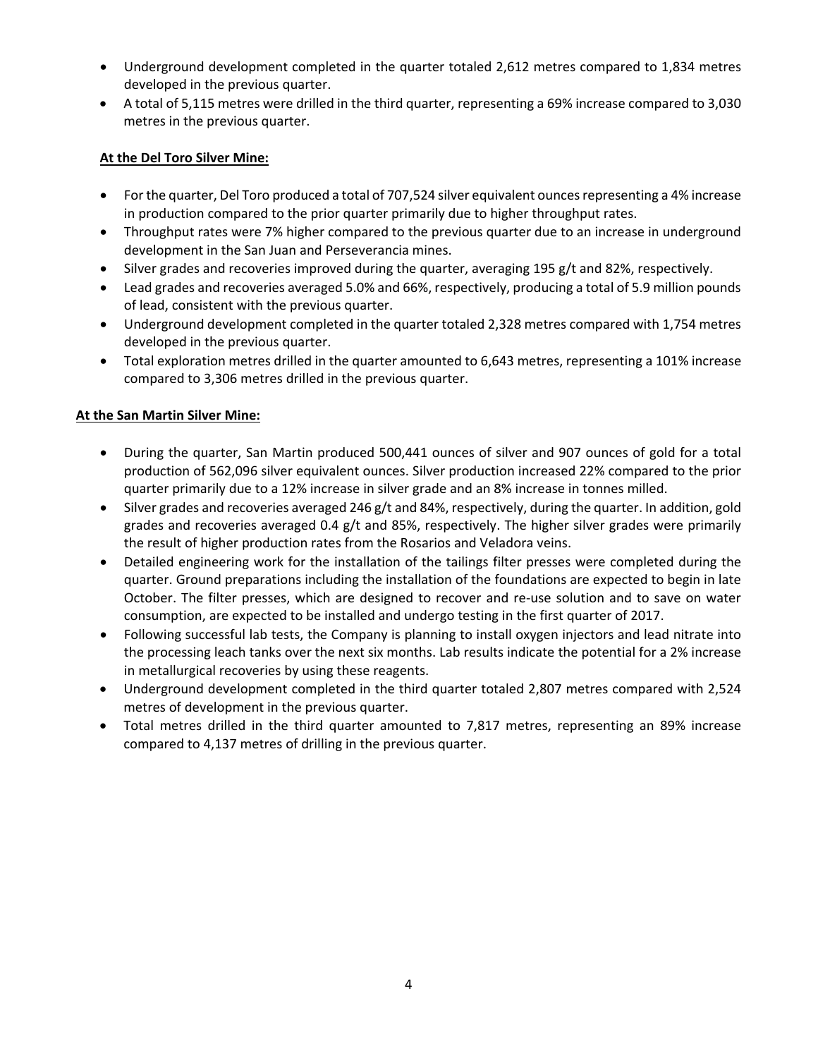- Underground development completed in the quarter totaled 2,612 metres compared to 1,834 metres developed in the previous quarter.
- A total of 5,115 metres were drilled in the third quarter, representing a 69% increase compared to 3,030 metres in the previous quarter.

**At the Del Toro Silver Mine:**

- For the quarter, Del Toro produced a total of 707,524 silver equivalent ounces representing a 4% increase in production compared to the prior quarter primarily due to higher throughput rates.
- Throughput rates were 7% higher compared to the previous quarter due to an increase in underground development in the San Juan and Perseverancia mines.
- Silver grades and recoveries improved during the quarter, averaging 195 g/t and 82%, respectively.
- Lead grades and recoveries averaged 5.0% and 66%, respectively, producing a total of 5.9 million pounds of lead, consistent with the previous quarter.
- Underground development completed in the quarter totaled 2,328 metres compared with 1,754 metres developed in the previous quarter.
- Total exploration metres drilled in the quarter amounted to 6,643 metres, representing a 101% increase compared to 3,306 metres drilled in the previous quarter.

**At the San Martin Silver Mine:**

- During the quarter, San Martin produced 500,441 ounces of silver and 907 ounces of gold for a total production of 562,096 silver equivalent ounces. Silver production increased 22% compared to the prior quarter primarily due to a 12% increase in silver grade and an 8% increase in tonnes milled.
- Silver grades and recoveries averaged 246 g/t and 84%, respectively, during the quarter. In addition, gold grades and recoveries averaged 0.4 g/t and 85%, respectively. The higher silver grades were primarily the result of higher production rates from the Rosarios and Veladora veins.
- Detailed engineering work for the installation of the tailings filter presses were completed during the quarter. Ground preparations including the installation of the foundations are expected to begin in late October. The filter presses, which are designed to recover and re-use solution and to save on water consumption, are expected to be installed and undergo testing in the first quarter of 2017.
- Following successful lab tests, the Company is planning to install oxygen injectors and lead nitrate into the processing leach tanks over the next six months. Lab results indicate the potential for a 2% increase in metallurgical recoveries by using these reagents.
- Underground development completed in the third quarter totaled 2,807 metres compared with 2,524 metres of development in the previous quarter.
- Total metres drilled in the third quarter amounted to 7,817 metres, representing an 89% increase compared to 4,137 metres of drilling in the previous quarter.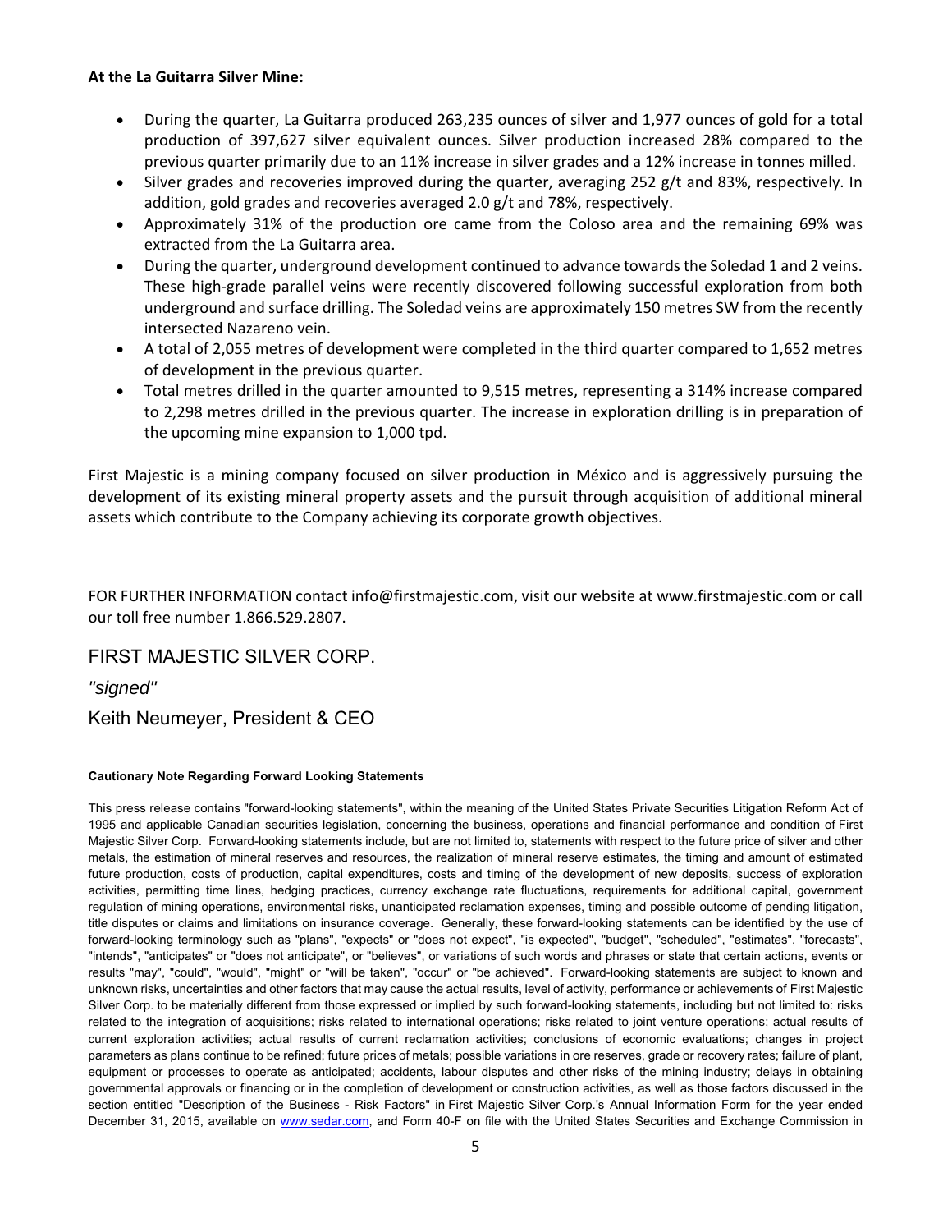**At the La Guitarra Silver Mine:**

- During the quarter, La Guitarra produced 263,235 ounces of silver and 1,977 ounces of gold for a total production of 397,627 silver equivalent ounces. Silver production increased 28% compared to the previous quarter primarily due to an 11% increase in silver grades and a 12% increase in tonnes milled.
- Silver grades and recoveries improved during the quarter, averaging 252 g/t and 83%, respectively. In addition, gold grades and recoveries averaged 2.0 g/t and 78%, respectively.
- Approximately 31% of the production ore came from the Coloso area and the remaining 69% was extracted from the La Guitarra area.
- During the quarter, underground development continued to advance towards the Soledad 1 and 2 veins. These high-grade parallel veins were recently discovered following successful exploration from both underground and surface drilling. The Soledad veins are approximately 150 metres SW from the recently intersected Nazareno vein.
- A total of 2,055 metres of development were completed in the third quarter compared to 1,652 metres of development in the previous quarter.
- Total metres drilled in the quarter amounted to 9,515 metres, representing a 314% increase compared to 2,298 metres drilled in the previous quarter. The increase in exploration drilling is in preparation of the upcoming mine expansion to 1,000 tpd.

First Majestic is a mining company focused on silver production in México and is aggressively pursuing the development of its existing mineral property assets and the pursuit through acquisition of additional mineral assets which contribute to the Company achieving its corporate growth objectives.

FOR FURTHER INFORMATION contact info@firstmajestic.com, visit our website at www.firstmajestic.com or call our toll free number 1.866.529.2807.

FIRST MAJESTIC SILVER CORP.

*"signed"*

Keith Neumeyer, President & CEO

**Cautionary Note Regarding Forward Looking Statements**

This press release contains "forward-looking statements", within the meaning of the United States Private Securities Litigation Reform Act of 1995 and applicable Canadian securities legislation, concerning the business, operations and financial performance and condition of First Majestic Silver Corp. Forward-looking statements include, but are not limited to, statements with respect to the future price of silver and other metals, the estimation of mineral reserves and resources, the realization of mineral reserve estimates, the timing and amount of estimated future production, costs of production, capital expenditures, costs and timing of the development of new deposits, success of exploration activities, permitting time lines, hedging practices, currency exchange rate fluctuations, requirements for additional capital, government regulation of mining operations, environmental risks, unanticipated reclamation expenses, timing and possible outcome of pending litigation, title disputes or claims and limitations on insurance coverage. Generally, these forward-looking statements can be identified by the use of forward-looking terminology such as "plans", "expects" or "does not expect", "is expected", "budget", "scheduled", "estimates", "forecasts", "intends", "anticipates" or "does not anticipate", or "believes", or variations of such words and phrases or state that certain actions, events or results "may", "could", "would", "might" or "will be taken", "occur" or "be achieved". Forward-looking statements are subject to known and unknown risks, uncertainties and other factors that may cause the actual results, level of activity, performance or achievements of First Majestic Silver Corp. to be materially different from those expressed or implied by such forward-looking statements, including but not limited to: risks related to the integration of acquisitions; risks related to international operations; risks related to joint venture operations; actual results of current exploration activities; actual results of current reclamation activities; conclusions of economic evaluations; changes in project parameters as plans continue to be refined; future prices of metals; possible variations in ore reserves, grade or recovery rates; failure of plant, equipment or processes to operate as anticipated; accidents, labour disputes and other risks of the mining industry; delays in obtaining governmental approvals or financing or in the completion of development or construction activities, as well as those factors discussed in the section entitled "Description of the Business - Risk Factors" in First Majestic Silver Corp.'s Annual Information Form for the year ended December 31, 2015, available on www.sedar.com, and Form 40-F on file with the United States Securities and Exchange Commission in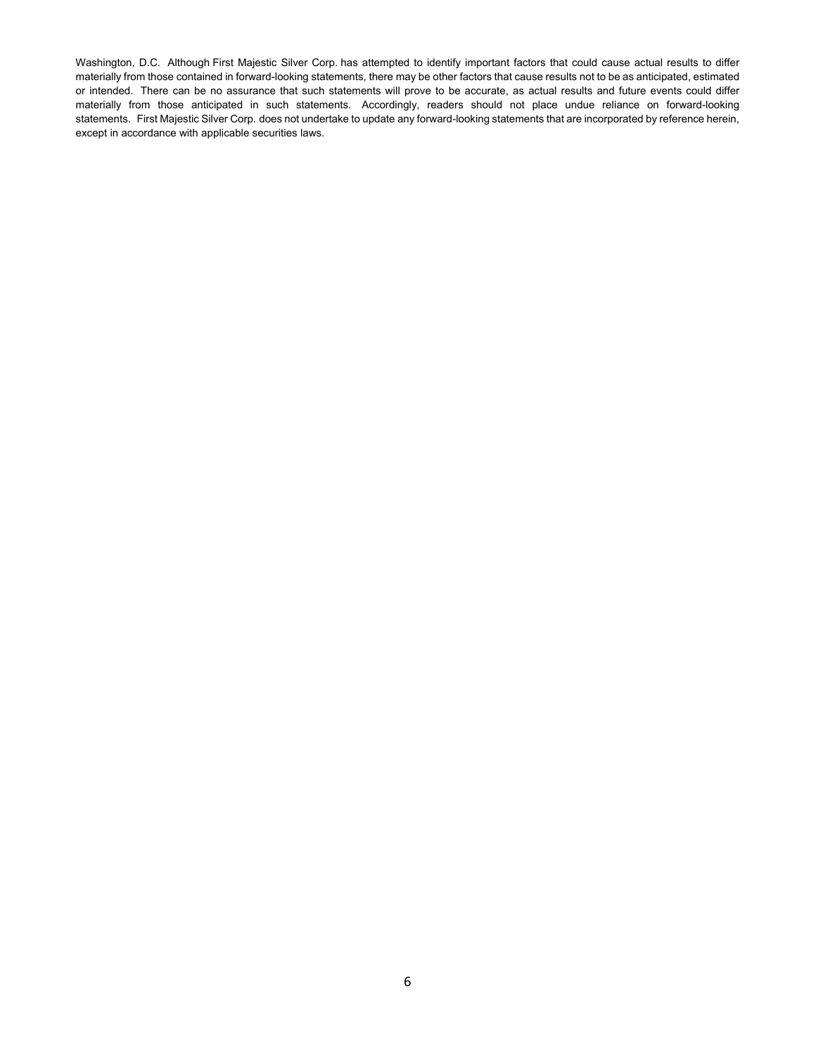Washington, D.C. Although First Majestic Silver Corp. has attempted to identify important factors that could cause actual results to differ materially from those contained in forward-looking statements, there may be other factors that cause results not to be as anticipated, estimated or intended. There can be no assurance that such statements will prove to be accurate, as actual results and future events could differ materially from those anticipated in such statements. Accordingly, readers should not place undue reliance on forward-looking statements. First Majestic Silver Corp. does not undertake to update any forward-looking statements that are incorporated by reference herein, except in accordance with applicable securities laws.